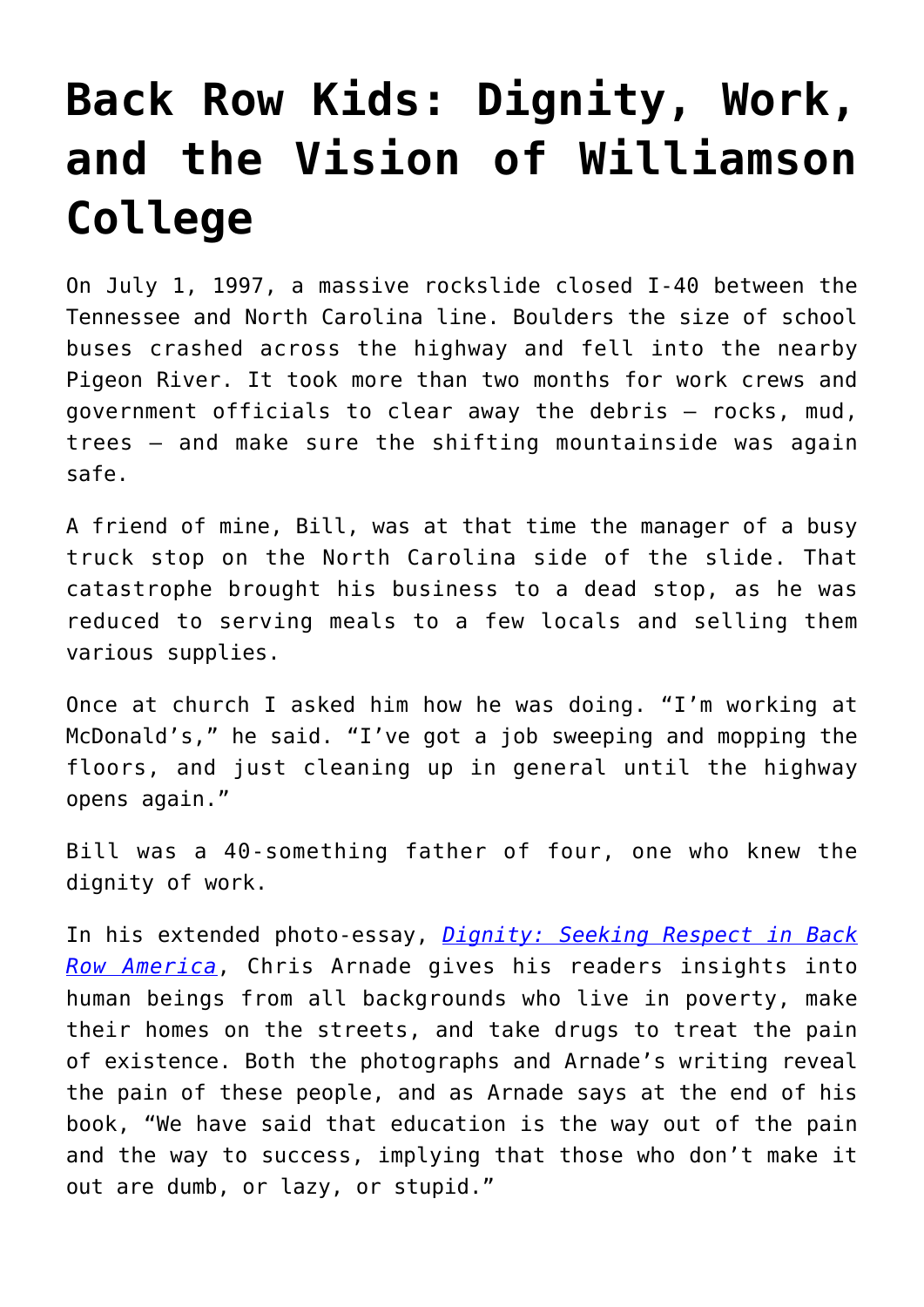# Back Row Kids: Dignity, Work, and the Vision of Williamson College

On July 1, 1997, a massive rockslide closed I-40 between the Tennessee and North Carolina line. Boulders the size of school buses crashed across the highway and fell into the nearby Pigeon River. It took more than two months for work crews and government officials to clear away the debris – rocks, mud, trees – and make sure the shifting mountainside was again safe.

A friend of mine, Bill, was at that time the manager of a busy truck stop on the North Carolina side of the slide. That catastrophe brought his business to a dead stop, as he was reduced to serving meals to a few locals and selling them various supplies.

Once at church I asked him how he was doing. "I'm working at McDonald's," he said. "I've got a job sweeping and mopping the floors, and just cleaning up in general until the highway opens again."

Bill was a 40-something father of four, one who knew the dignity of work.

In his extended photo-essay, *Dignity: Seeking Respect in Back Row America*, Chris Arnade gives his readers insights into human beings from all backgrounds who live in poverty, make their homes on the streets, and take drugs to treat the pain of existence. Both the photographs and Arnade's writing reveal the pain of these people, and as Arnade says at the end of his book, "We have said that education is the way out of the pain and the way to success, implying that those who don't make it out are dumb, or lazy, or stupid."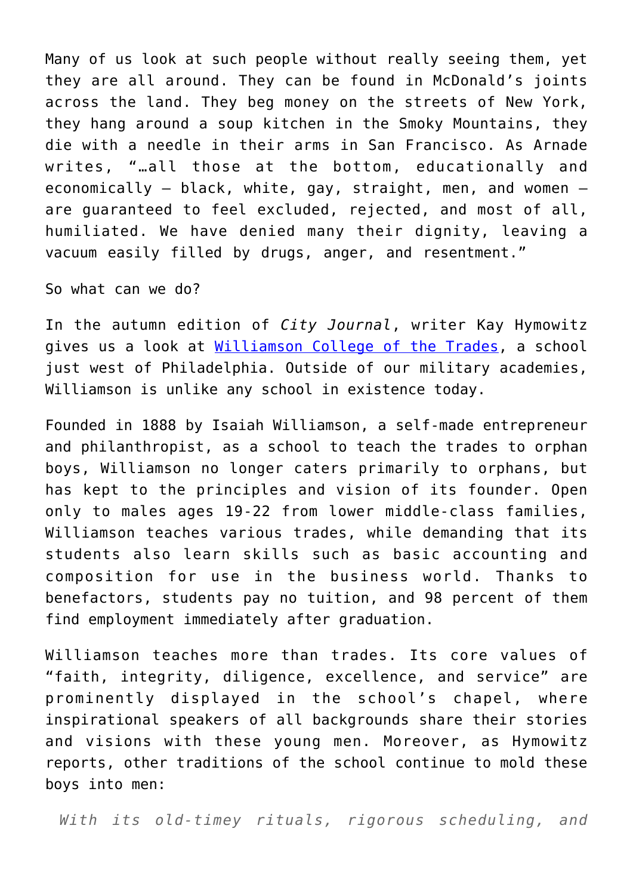Many of us look at such people without really seeing them, yet they are all around. They can be found in McDonald's joints across the land. They beg money on the streets of New York, they hang around a soup kitchen in the Smoky Mountains, they die with a needle in their arms in San Francisco. As Arnade writes, "…all those at the bottom, educationally and economically – black, white, gay, straight, men, and women – are guaranteed to feel excluded, rejected, and most of all, humiliated. We have denied many their dignity, leaving a vacuum easily filled by drugs, anger, and resentment."

So what can we do?

In the autumn edition of *City Journal*, writer Kay Hymowitz gives us a look at [Williamson College of the Trades](), a school just west of Philadelphia. Outside of our military academies, Williamson is unlike any school in existence today.

Founded in 1888 by Isaiah Williamson, a self-made entrepreneur and philanthropist, as a school to teach the trades to orphan boys, Williamson no longer caters primarily to orphans, but has kept to the principles and vision of its founder. Open only to males ages 19-22 from lower middle-class families, Williamson teaches various trades, while demanding that its students also learn skills such as basic accounting and composition for use in the business world. Thanks to benefactors, students pay no tuition, and 98 percent of them find employment immediately after graduation.

Williamson teaches more than trades. Its core values of "faith, integrity, diligence, excellence, and service" are prominently displayed in the school's chapel, where inspirational speakers of all backgrounds share their stories and visions with these young men. Moreover, as Hymowitz reports, other traditions of the school continue to mold these boys into men:

> *With its old-timey rituals, rigorous scheduling, and*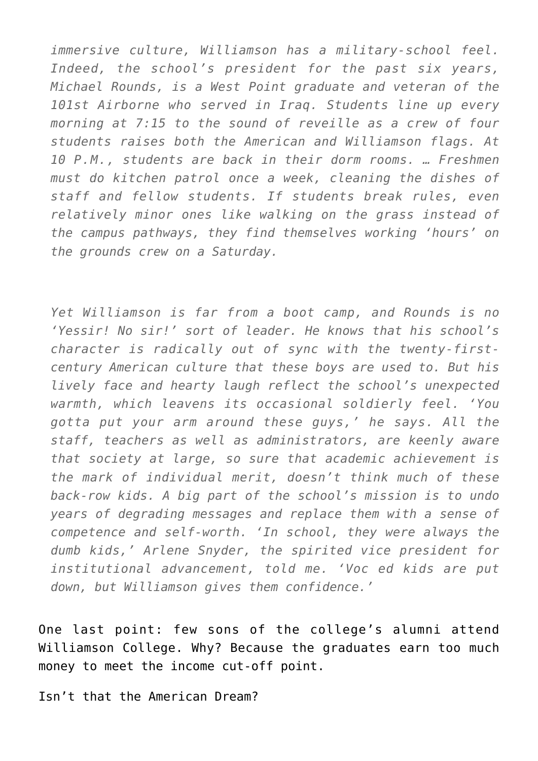> *immersive culture, Williamson has a military-school feel. Indeed, the school's president for the past six years, Michael Rounds, is a West Point graduate and veteran of the 101st Airborne who served in Iraq. Students line up every morning at 7:15 to the sound of reveille as a crew of four students raises both the American and Williamson flags. At 10 P.M., students are back in their dorm rooms. … Freshmen must do kitchen patrol once a week, cleaning the dishes of staff and fellow students. If students break rules, even relatively minor ones like walking on the grass instead of the campus pathways, they find themselves working 'hours' on the grounds crew on a Saturday.*
>
> *Yet Williamson is far from a boot camp, and Rounds is no 'Yessir! No sir!' sort of leader. He knows that his school's character is radically out of sync with the twenty-first-century American culture that these boys are used to. But his lively face and hearty laugh reflect the school's unexpected warmth, which leavens its occasional soldierly feel. 'You gotta put your arm around these guys,' he says. All the staff, teachers as well as administrators, are keenly aware that society at large, so sure that academic achievement is the mark of individual merit, doesn't think much of these back-row kids. A big part of the school's mission is to undo years of degrading messages and replace them with a sense of competence and self-worth. 'In school, they were always the dumb kids,' Arlene Snyder, the spirited vice president for institutional advancement, told me. 'Voc ed kids are put down, but Williamson gives them confidence.'*

One last point: few sons of the college's alumni attend Williamson College. Why? Because the graduates earn too much money to meet the income cut-off point.

Isn't that the American Dream?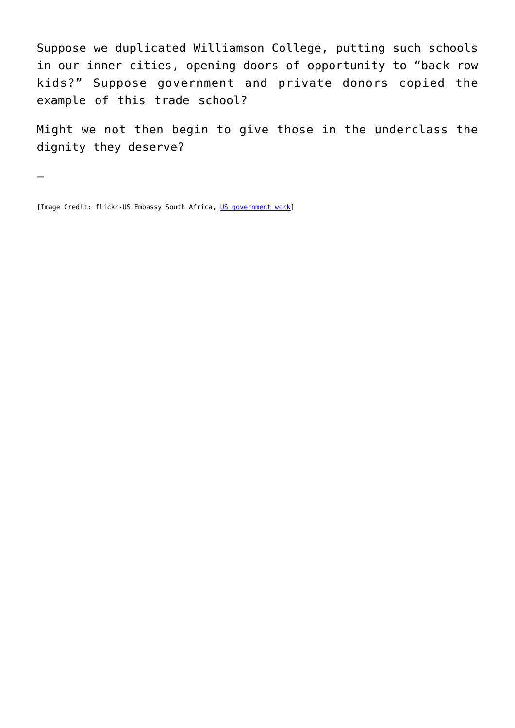Suppose we duplicated Williamson College, putting such schools in our inner cities, opening doors of opportunity to “back row kids?” Suppose government and private donors copied the example of this trade school?

Might we not then begin to give those in the underclass the dignity they deserve?

—

[Image Credit: flickr-US Embassy South Africa, US government work]